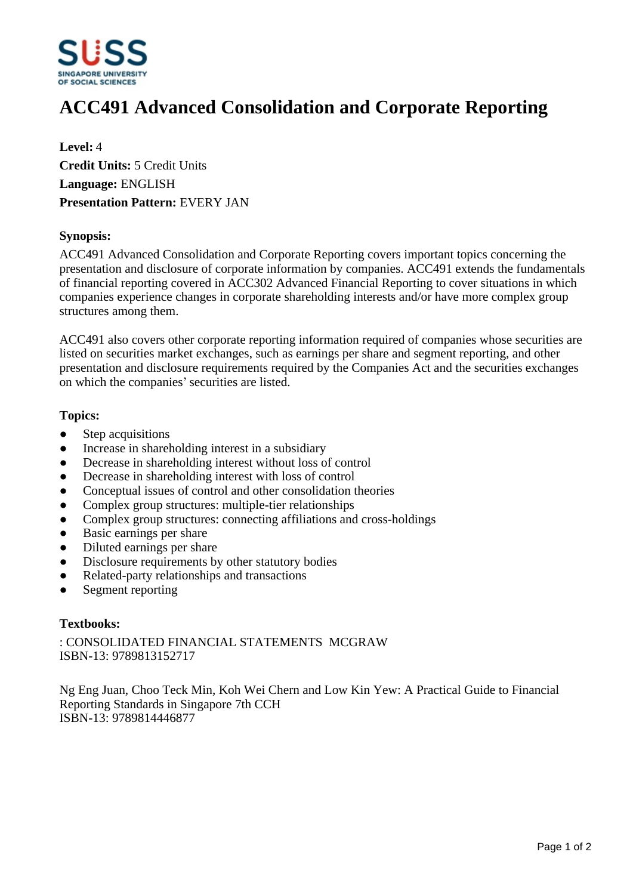# ACC491 Advanced Consolidation and Corporate Reporting

**Level:** 4
**Credit Units:** 5 Credit Units
**Language:** ENGLISH
**Presentation Pattern:** EVERY JAN

### Synopsis:

ACC491 Advanced Consolidation and Corporate Reporting covers important topics concerning the presentation and disclosure of corporate information by companies. ACC491 extends the fundamentals of financial reporting covered in ACC302 Advanced Financial Reporting to cover situations in which companies experience changes in corporate shareholding interests and/or have more complex group structures among them.

ACC491 also covers other corporate reporting information required of companies whose securities are listed on securities market exchanges, such as earnings per share and segment reporting, and other presentation and disclosure requirements required by the Companies Act and the securities exchanges on which the companies' securities are listed.

### Topics:

- Step acquisitions
- Increase in shareholding interest in a subsidiary
- Decrease in shareholding interest without loss of control
- Decrease in shareholding interest with loss of control
- Conceptual issues of control and other consolidation theories
- Complex group structures: multiple-tier relationships
- Complex group structures: connecting affiliations and cross-holdings
- Basic earnings per share
- Diluted earnings per share
- Disclosure requirements by other statutory bodies
- Related-party relationships and transactions
- Segment reporting

### Textbooks:

: CONSOLIDATED FINANCIAL STATEMENTS MCGRAW
ISBN-13: 9789813152717

Ng Eng Juan, Choo Teck Min, Koh Wei Chern and Low Kin Yew: A Practical Guide to Financial Reporting Standards in Singapore 7th CCH
ISBN-13: 9789814446877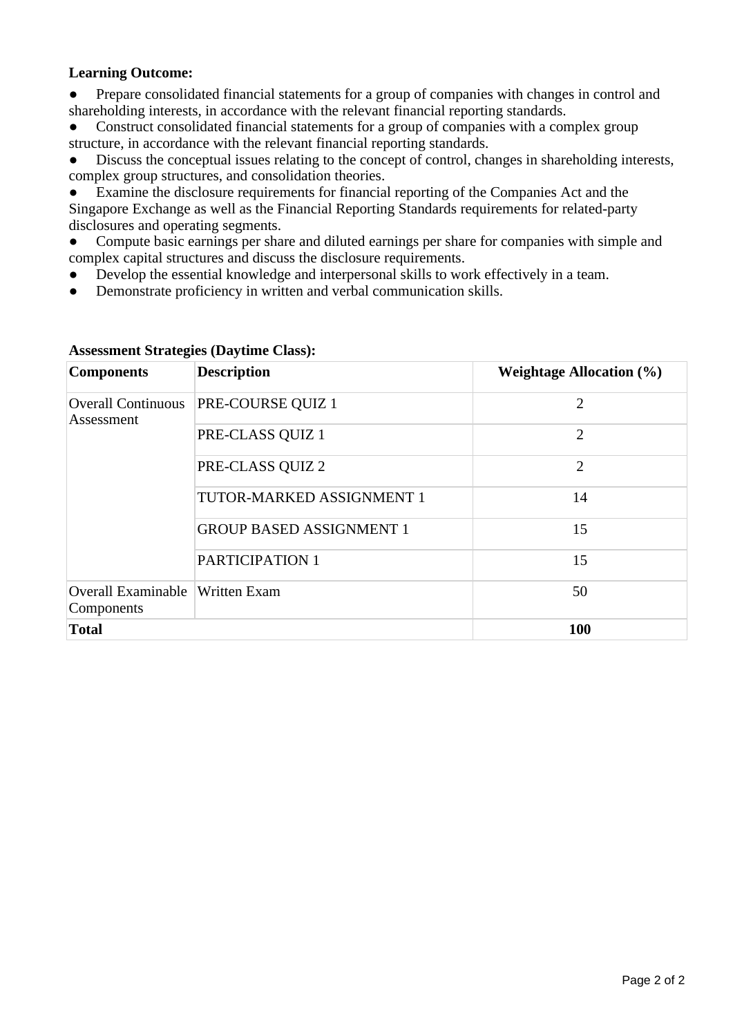**Learning Outcome:**

- Prepare consolidated financial statements for a group of companies with changes in control and shareholding interests, in accordance with the relevant financial reporting standards.
- Construct consolidated financial statements for a group of companies with a complex group structure, in accordance with the relevant financial reporting standards.
- Discuss the conceptual issues relating to the concept of control, changes in shareholding interests, complex group structures, and consolidation theories.
- Examine the disclosure requirements for financial reporting of the Companies Act and the Singapore Exchange as well as the Financial Reporting Standards requirements for related-party disclosures and operating segments.
- Compute basic earnings per share and diluted earnings per share for companies with simple and complex capital structures and discuss the disclosure requirements.
- Develop the essential knowledge and interpersonal skills to work effectively in a team.
- Demonstrate proficiency in written and verbal communication skills.

**Assessment Strategies (Daytime Class):**

| **Components** | **Description** | **Weightage Allocation (%)** |
|---|---|---|
| Overall Continuous Assessment | PRE-COURSE QUIZ 1 | 2 |
| | PRE-CLASS QUIZ 1 | 2 |
| | PRE-CLASS QUIZ 2 | 2 |
| | TUTOR-MARKED ASSIGNMENT 1 | 14 |
| | GROUP BASED ASSIGNMENT 1 | 15 |
| | PARTICIPATION 1 | 15 |
| Overall Examinable Components | Written Exam | 50 |
| **Total** | | **100** |